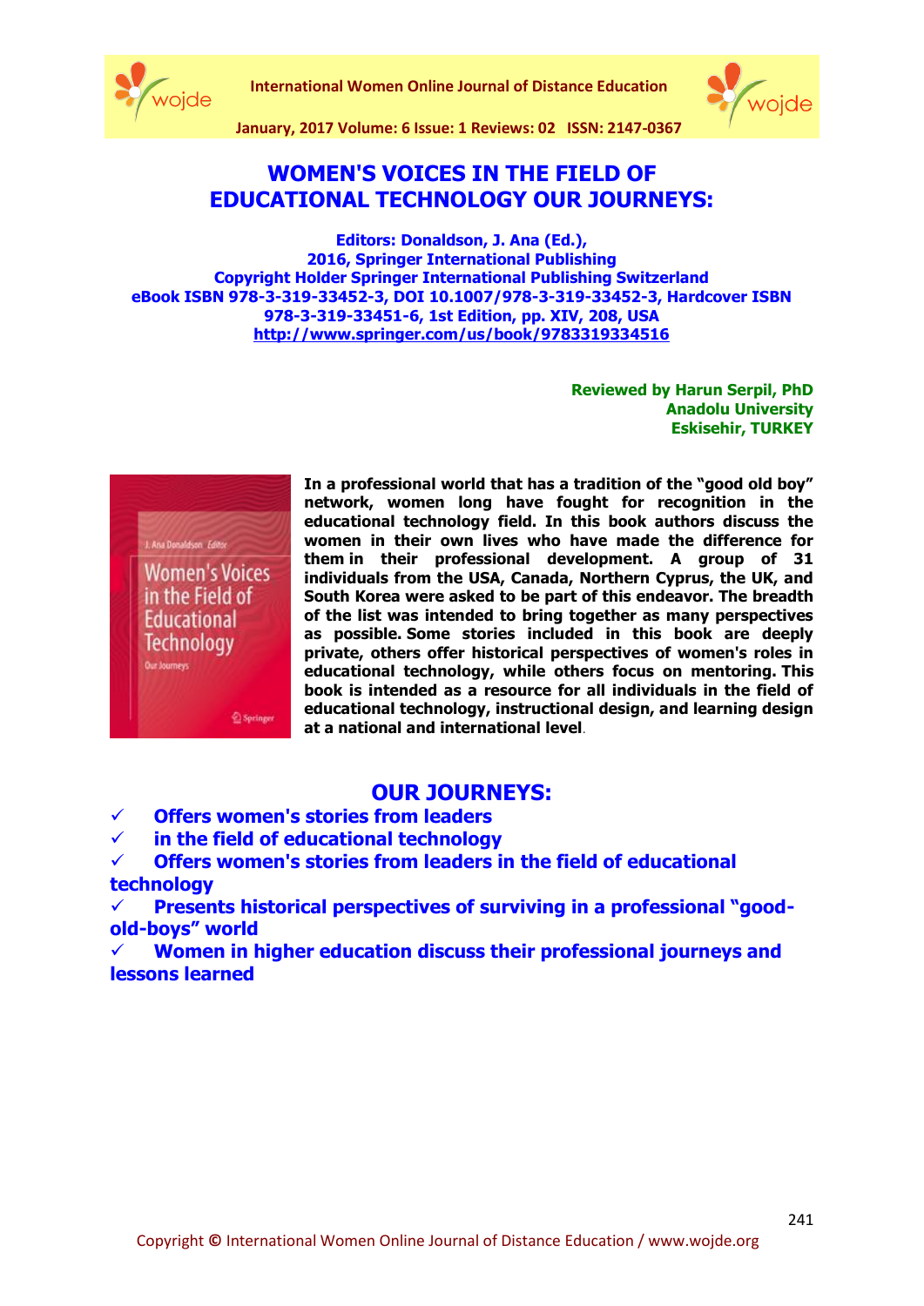# WOMEN'S VOICES IN THE FIELD OF EDUCATIONAL TECHNOLOGY OUR JOURNEYS:

**Editors: Donaldson, J. Ana (Ed.),**
**2016, Springer International Publishing**
**Copyright Holder Springer International Publishing Switzerland**
**eBook ISBN 978-3-319-33452-3, DOI 10.1007/978-3-319-33452-3, Hardcover ISBN 978-3-319-33451-6, 1st Edition, pp. XIV, 208, USA**
**http://www.springer.com/us/book/9783319334516**

**Reviewed by Harun Serpil, PhD**
**Anadolu University**
**Eskisehir, TURKEY**

**In a professional world that has a tradition of the "good old boy" network, women long have fought for recognition in the educational technology field. In this book authors discuss the women in their own lives who have made the difference for them in their professional development. A group of 31 individuals from the USA, Canada, Northern Cyprus, the UK, and South Korea were asked to be part of this endeavor. The breadth of the list was intended to bring together as many perspectives as possible. Some stories included in this book are deeply private, others offer historical perspectives of women's roles in educational technology, while others focus on mentoring. This book is intended as a resource for all individuals in the field of educational technology, instructional design, and learning design at a national and international level.**

## OUR JOURNEYS:

- ✓ **Offers women's stories from leaders**
- ✓ **in the field of educational technology**
- ✓ **Offers women's stories from leaders in the field of educational technology**
- ✓ **Presents historical perspectives of surviving in a professional "good-old-boys" world**
- ✓ **Women in higher education discuss their professional journeys and lessons learned**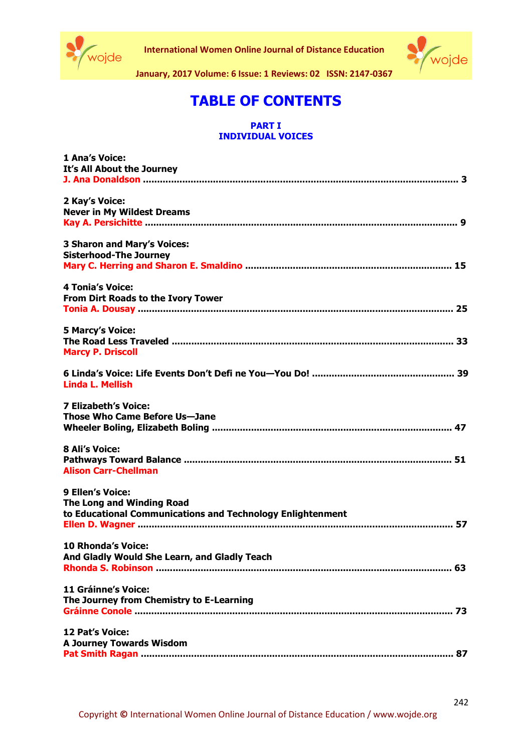# TABLE OF CONTENTS

## PART I
## INDIVIDUAL VOICES

**1 Ana's Voice:**
**It's All About the Journey**
**J. Ana Donaldson ............................................................................................................ 3**

**2 Kay's Voice:**
**Never in My Wildest Dreams**
**Kay A. Persichitte .......................................................................................................... 9**

**3 Sharon and Mary's Voices:**
**Sisterhood-The Journey**
**Mary C. Herring and Sharon E. Smaldino ........................................................................ 15**

**4 Tonia's Voice:**
**From Dirt Roads to the Ivory Tower**
**Tonia A. Dousay ............................................................................................................ 25**

**5 Marcy's Voice:**
**The Road Less Traveled ................................................................................................. 33**
**Marcy P. Driscoll**

**6 Linda's Voice: Life Events Don't Defi ne You—You Do! ................................................. 39**
**Linda L. Mellish**

**7 Elizabeth's Voice:**
**Those Who Came Before Us—Jane**
**Wheeler Boling, Elizabeth Boling .................................................................................... 47**

**8 Ali's Voice:**
**Pathways Toward Balance ............................................................................................. 51**
**Alison Carr-Chellman**

**9 Ellen's Voice:**
**The Long and Winding Road**
**to Educational Communications and Technology Enlightenment**
**Ellen D. Wagner ............................................................................................................ 57**

**10 Rhonda's Voice:**
**And Gladly Would She Learn, and Gladly Teach**
**Rhonda S. Robinson ...................................................................................................... 63**

**11 Gráinne's Voice:**
**The Journey from Chemistry to E-Learning**
**Gráinne Conole ............................................................................................................ 73**

**12 Pat's Voice:**
**A Journey Towards Wisdom**
**Pat Smith Ragan .......................................................................................................... 87**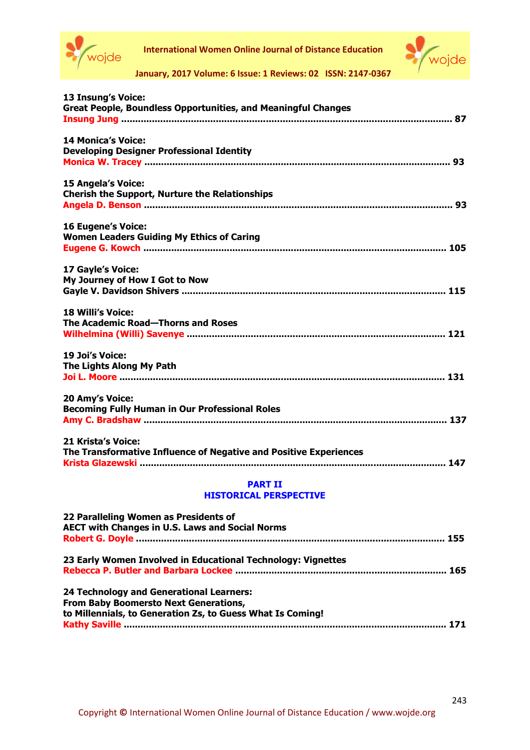**13 Insung's Voice:**
**Great People, Boundless Opportunities, and Meaningful Changes**
**Insung Jung ........................................................................................................ 87**

**14 Monica's Voice:**
**Developing Designer Professional Identity**
**Monica W. Tracey ................................................................................................ 93**

**15 Angela's Voice:**
**Cherish the Support, Nurture the Relationships**
**Angela D. Benson ................................................................................................ 93**

**16 Eugene's Voice:**
**Women Leaders Guiding My Ethics of Caring**
**Eugene G. Kowch ................................................................................................ 105**

**17 Gayle's Voice:**
**My Journey of How I Got to Now**
**Gayle V. Davidson Shivers ................................................................................... 115**

**18 Willi's Voice:**
**The Academic Road—Thorns and Roses**
**Wilhelmina (Willi) Savenye .................................................................................. 121**

**19 Joi's Voice:**
**The Lights Along My Path**
**Joi L. Moore ........................................................................................................ 131**

**20 Amy's Voice:**
**Becoming Fully Human in Our Professional Roles**
**Amy C. Bradshaw ................................................................................................ 137**

**21 Krista's Voice:**
**The Transformative Influence of Negative and Positive Experiences**
**Krista Glazewski .................................................................................................. 147**

## PART II
## HISTORICAL PERSPECTIVE

**22 Paralleling Women as Presidents of**
**AECT with Changes in U.S. Laws and Social Norms**
**Robert G. Doyle ................................................................................................... 155**

**23 Early Women Involved in Educational Technology: Vignettes**
**Rebecca P. Butler and Barbara Lockee ................................................................. 165**

**24 Technology and Generational Learners:**
**From Baby Boomersto Next Generations,**
**to Millennials, to Generation Zs, to Guess What Is Coming!**
**Kathy Saville ....................................................................................................... 171**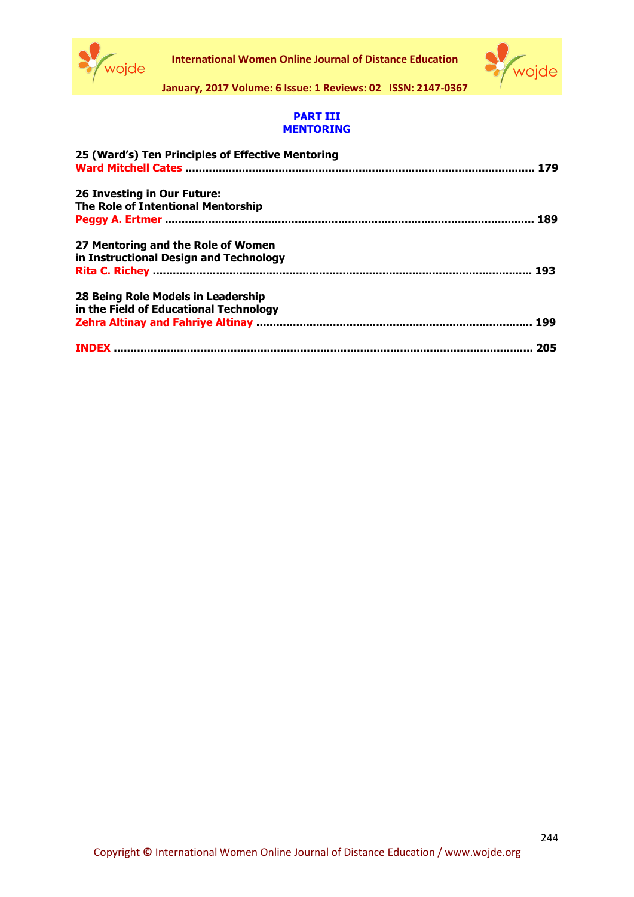## PART III
## MENTORING

**25 (Ward's) Ten Principles of Effective Mentoring**
**Ward Mitchell Cates** ........................................................................................................ **179**

**26 Investing in Our Future:**
**The Role of Intentional Mentorship**
**Peggy A. Ertmer** ............................................................................................................. **189**

**27 Mentoring and the Role of Women**
**in Instructional Design and Technology**
**Rita C. Richey** ................................................................................................................ **193**

**28 Being Role Models in Leadership**
**in the Field of Educational Technology**
**Zehra Altinay and Fahriye Altinay** ................................................................................. **199**

**INDEX** ........................................................................................................................... **205**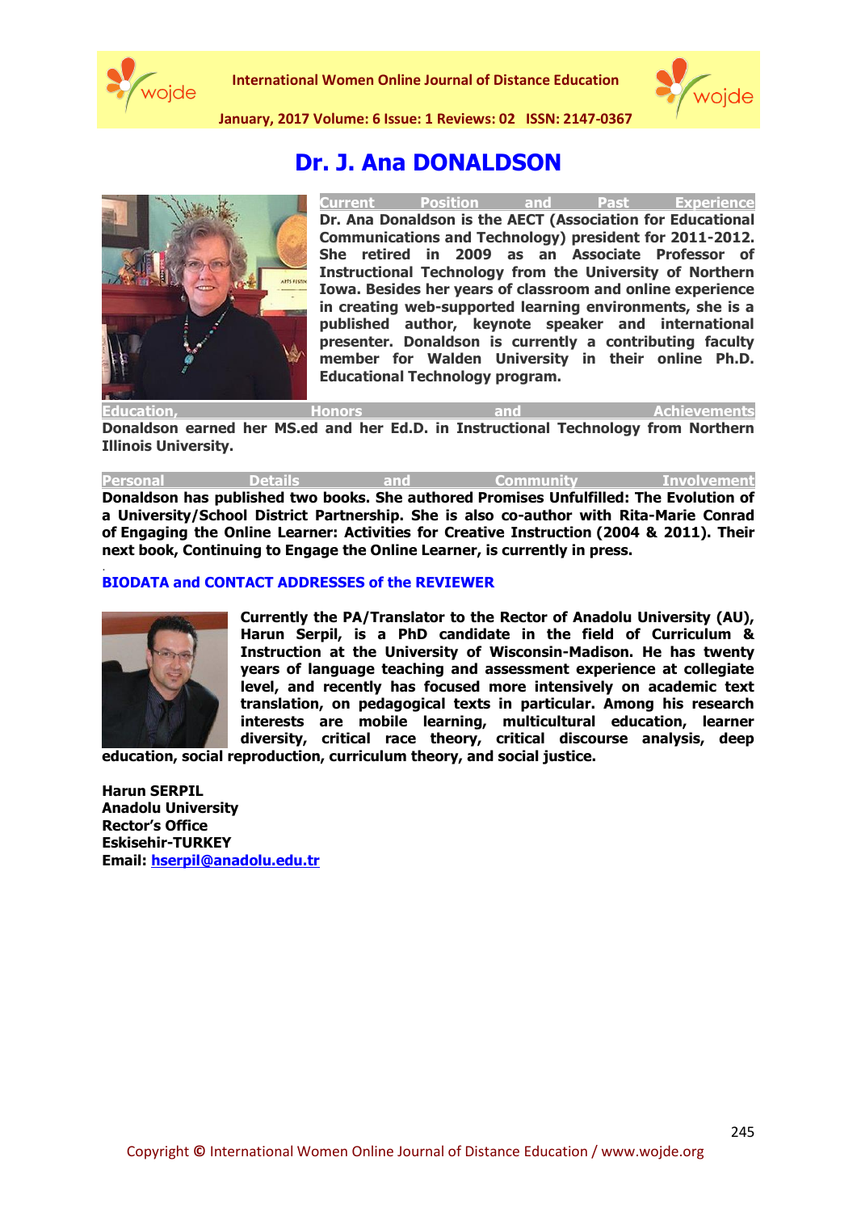# Dr. J. Ana DONALDSON

**Current Position and Past Experience**

**Dr. Ana Donaldson is the AECT (Association for Educational Communications and Technology) president for 2011-2012. She retired in 2009 as an Associate Professor of Instructional Technology from the University of Northern Iowa. Besides her years of classroom and online experience in creating web-supported learning environments, she is a published author, keynote speaker and international presenter. Donaldson is currently a contributing faculty member for Walden University in their online Ph.D. Educational Technology program.**

**Education, Honors and Achievements**

**Donaldson earned her MS.ed and her Ed.D. in Instructional Technology from Northern Illinois University.**

**Personal Details and Community Involvement**

**Donaldson has published two books. She authored Promises Unfulfilled: The Evolution of a University/School District Partnership. She is also co-author with Rita-Marie Conrad of Engaging the Online Learner: Activities for Creative Instruction (2004 & 2011). Their next book, Continuing to Engage the Online Learner, is currently in press.**

## BIODATA and CONTACT ADDRESSES of the REVIEWER

**Currently the PA/Translator to the Rector of Anadolu University (AU), Harun Serpil, is a PhD candidate in the field of Curriculum & Instruction at the University of Wisconsin-Madison. He has twenty years of language teaching and assessment experience at collegiate level, and recently has focused more intensively on academic text translation, on pedagogical texts in particular. Among his research interests are mobile learning, multicultural education, learner diversity, critical race theory, critical discourse analysis, deep education, social reproduction, curriculum theory, and social justice.**

**Harun SERPIL**
**Anadolu University**
**Rector's Office**
**Eskisehir-TURKEY**
**Email: hserpil@anadolu.edu.tr**